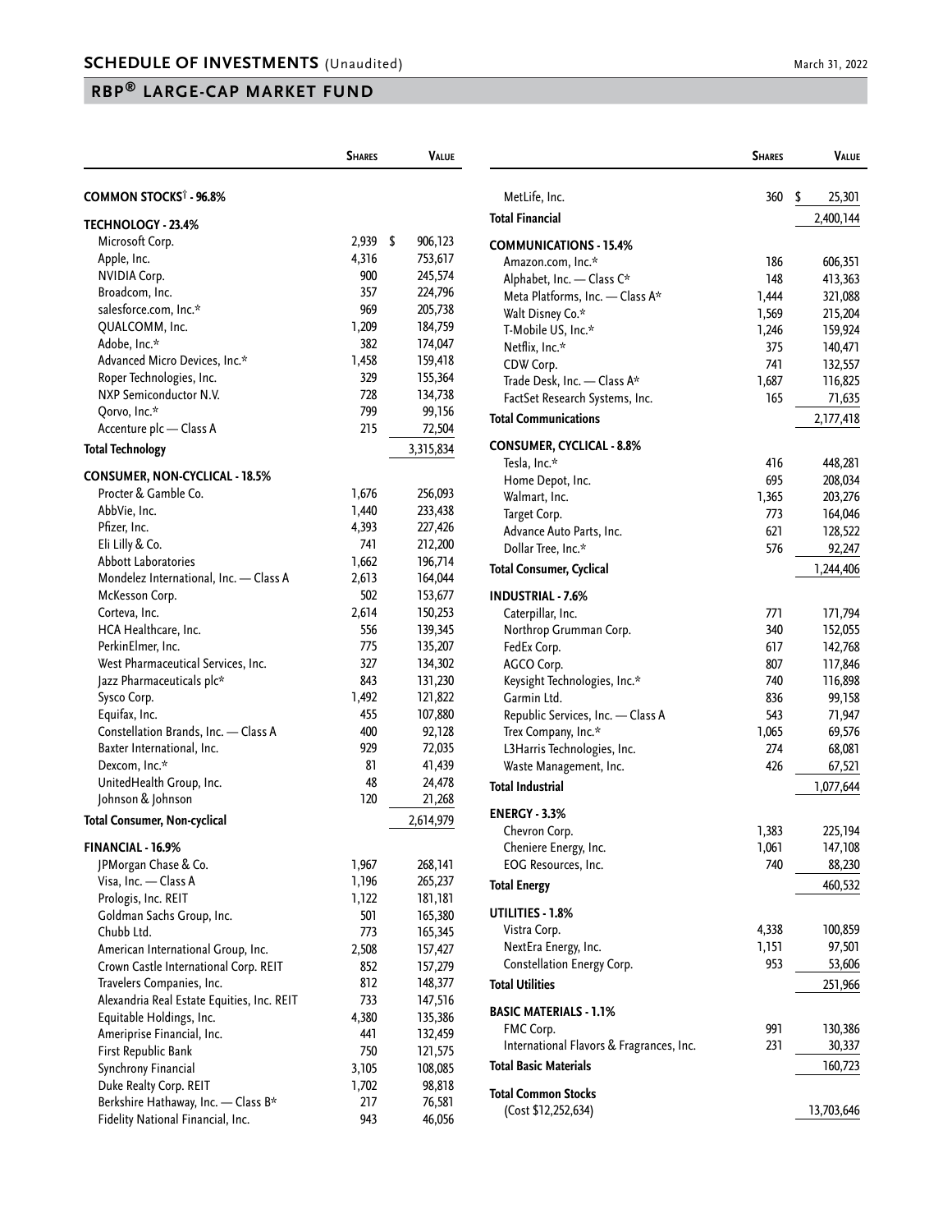# SCHEDULE OF INVESTMENTS (Unaudited)

March 31, 2022

## RBP® LARGE-CAP MARKET FUND

| | Shares | Value |
|---|---|---|
| **COMMON STOCKS† - 96.8%** | | |
| **TECHNOLOGY - 23.4%** | | |
| Microsoft Corp. | 2,939 | $ 906,123 |
| Apple, Inc. | 4,316 | 753,617 |
| NVIDIA Corp. | 900 | 245,574 |
| Broadcom, Inc. | 357 | 224,796 |
| salesforce.com, Inc.* | 969 | 205,738 |
| QUALCOMM, Inc. | 1,209 | 184,759 |
| Adobe, Inc.* | 382 | 174,047 |
| Advanced Micro Devices, Inc.* | 1,458 | 159,418 |
| Roper Technologies, Inc. | 329 | 155,364 |
| NXP Semiconductor N.V. | 728 | 134,738 |
| Qorvo, Inc.* | 799 | 99,156 |
| Accenture plc — Class A | 215 | 72,504 |
| **Total Technology** | | 3,315,834 |
| **CONSUMER, NON-CYCLICAL - 18.5%** | | |
| Procter & Gamble Co. | 1,676 | 256,093 |
| AbbVie, Inc. | 1,440 | 233,438 |
| Pfizer, Inc. | 4,393 | 227,426 |
| Eli Lilly & Co. | 741 | 212,200 |
| Abbott Laboratories | 1,662 | 196,714 |
| Mondelez International, Inc. — Class A | 2,613 | 164,044 |
| McKesson Corp. | 502 | 153,677 |
| Corteva, Inc. | 2,614 | 150,253 |
| HCA Healthcare, Inc. | 556 | 139,345 |
| PerkinElmer, Inc. | 775 | 135,207 |
| West Pharmaceutical Services, Inc. | 327 | 134,302 |
| Jazz Pharmaceuticals plc* | 843 | 131,230 |
| Sysco Corp. | 1,492 | 121,822 |
| Equifax, Inc. | 455 | 107,880 |
| Constellation Brands, Inc. — Class A | 400 | 92,128 |
| Baxter International, Inc. | 929 | 72,035 |
| Dexcom, Inc.* | 81 | 41,439 |
| UnitedHealth Group, Inc. | 48 | 24,478 |
| Johnson & Johnson | 120 | 21,268 |
| **Total Consumer, Non-cyclical** | | 2,614,979 |
| **FINANCIAL - 16.9%** | | |
| JPMorgan Chase & Co. | 1,967 | 268,141 |
| Visa, Inc. — Class A | 1,196 | 265,237 |
| Prologis, Inc. REIT | 1,122 | 181,181 |
| Goldman Sachs Group, Inc. | 501 | 165,380 |
| Chubb Ltd. | 773 | 165,345 |
| American International Group, Inc. | 2,508 | 157,427 |
| Crown Castle International Corp. REIT | 852 | 157,279 |
| Travelers Companies, Inc. | 812 | 148,377 |
| Alexandria Real Estate Equities, Inc. REIT | 733 | 147,516 |
| Equitable Holdings, Inc. | 4,380 | 135,386 |
| Ameriprise Financial, Inc. | 441 | 132,459 |
| First Republic Bank | 750 | 121,575 |
| Synchrony Financial | 3,105 | 108,085 |
| Duke Realty Corp. REIT | 1,702 | 98,818 |
| Berkshire Hathaway, Inc. — Class B* | 217 | 76,581 |
| Fidelity National Financial, Inc. | 943 | 46,056 |
| MetLife, Inc. | 360 | $ 25,301 |
| **Total Financial** | | 2,400,144 |
| **COMMUNICATIONS - 15.4%** | | |
| Amazon.com, Inc.* | 186 | 606,351 |
| Alphabet, Inc. — Class C* | 148 | 413,363 |
| Meta Platforms, Inc. — Class A* | 1,444 | 321,088 |
| Walt Disney Co.* | 1,569 | 215,204 |
| T-Mobile US, Inc.* | 1,246 | 159,924 |
| Netflix, Inc.* | 375 | 140,471 |
| CDW Corp. | 741 | 132,557 |
| Trade Desk, Inc. — Class A* | 1,687 | 116,825 |
| FactSet Research Systems, Inc. | 165 | 71,635 |
| **Total Communications** | | 2,177,418 |
| **CONSUMER, CYCLICAL - 8.8%** | | |
| Tesla, Inc.* | 416 | 448,281 |
| Home Depot, Inc. | 695 | 208,034 |
| Walmart, Inc. | 1,365 | 203,276 |
| Target Corp. | 773 | 164,046 |
| Advance Auto Parts, Inc. | 621 | 128,522 |
| Dollar Tree, Inc.* | 576 | 92,247 |
| **Total Consumer, Cyclical** | | 1,244,406 |
| **INDUSTRIAL - 7.6%** | | |
| Caterpillar, Inc. | 771 | 171,794 |
| Northrop Grumman Corp. | 340 | 152,055 |
| FedEx Corp. | 617 | 142,768 |
| AGCO Corp. | 807 | 117,846 |
| Keysight Technologies, Inc.* | 740 | 116,898 |
| Garmin Ltd. | 836 | 99,158 |
| Republic Services, Inc. — Class A | 543 | 71,947 |
| Trex Company, Inc.* | 1,065 | 69,576 |
| L3Harris Technologies, Inc. | 274 | 68,081 |
| Waste Management, Inc. | 426 | 67,521 |
| **Total Industrial** | | 1,077,644 |
| **ENERGY - 3.3%** | | |
| Chevron Corp. | 1,383 | 225,194 |
| Cheniere Energy, Inc. | 1,061 | 147,108 |
| EOG Resources, Inc. | 740 | 88,230 |
| **Total Energy** | | 460,532 |
| **UTILITIES - 1.8%** | | |
| Vistra Corp. | 4,338 | 100,859 |
| NextEra Energy, Inc. | 1,151 | 97,501 |
| Constellation Energy Corp. | 953 | 53,606 |
| **Total Utilities** | | 251,966 |
| **BASIC MATERIALS - 1.1%** | | |
| FMC Corp. | 991 | 130,386 |
| International Flavors & Fragrances, Inc. | 231 | 30,337 |
| **Total Basic Materials** | | 160,723 |
| **Total Common Stocks** (Cost $12,252,634) | | 13,703,646 |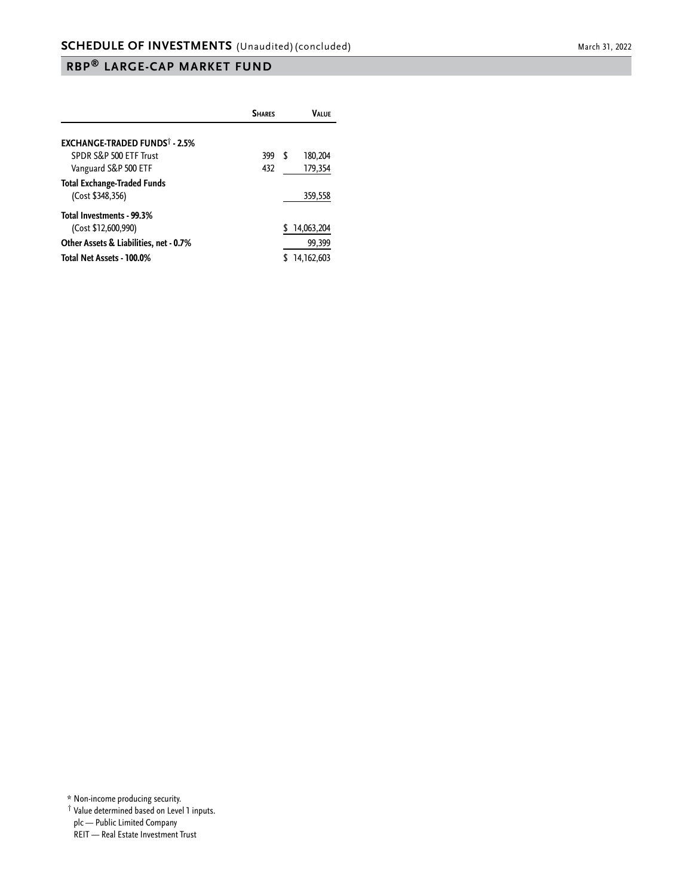## SCHEDULE OF INVESTMENTS (Unaudited) (concluded)

## RBP® LARGE-CAP MARKET FUND

| | Shares | Value |
|---|---|---|
| **EXCHANGE-TRADED FUNDS† - 2.5%** | | |
| SPDR S&P 500 ETF Trust | 399 | $ 180,204 |
| Vanguard S&P 500 ETF | 432 | 179,354 |
| **Total Exchange-Traded Funds** (Cost $348,356) | | 359,558 |
| **Total Investments - 99.3%** (Cost $12,600,990) | | $ 14,063,204 |
| **Other Assets & Liabilities, net - 0.7%** | | 99,399 |
| **Total Net Assets - 100.0%** | | $ 14,162,603 |

* Non-income producing security.
† Value determined based on Level 1 inputs.
plc — Public Limited Company
REIT — Real Estate Investment Trust